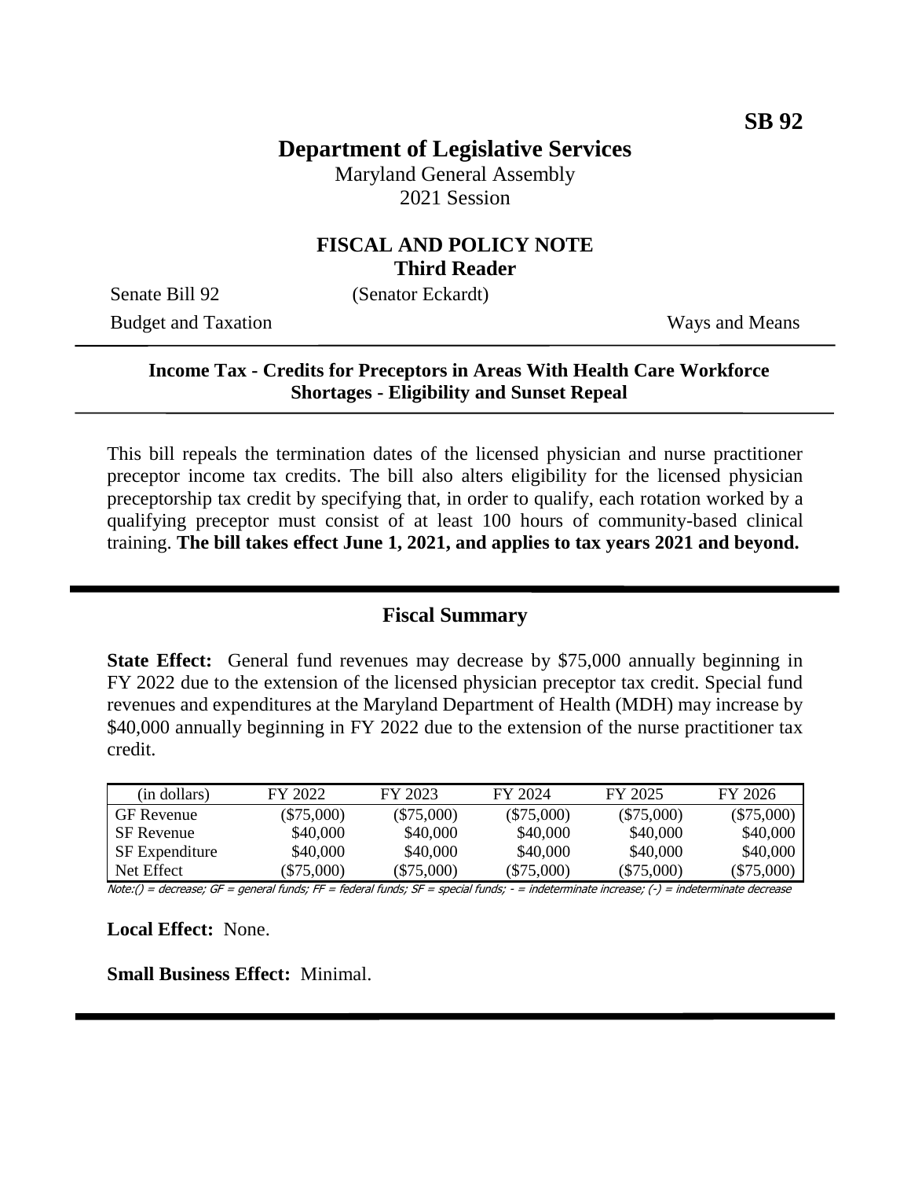**SB 92**

# Department of Legislative Services

Maryland General Assembly
2021 Session

## FISCAL AND POLICY NOTE
**Third Reader**

Senate Bill 92 (Senator Eckardt)

Budget and Taxation Ways and Means

---

**Income Tax - Credits for Preceptors in Areas With Health Care Workforce Shortages - Eligibility and Sunset Repeal**

---

This bill repeals the termination dates of the licensed physician and nurse practitioner preceptor income tax credits. The bill also alters eligibility for the licensed physician preceptorship tax credit by specifying that, in order to qualify, each rotation worked by a qualifying preceptor must consist of at least 100 hours of community-based clinical training. **The bill takes effect June 1, 2021, and applies to tax years 2021 and beyond.**

---

## Fiscal Summary

**State Effect:** General fund revenues may decrease by $75,000 annually beginning in FY 2022 due to the extension of the licensed physician preceptor tax credit. Special fund revenues and expenditures at the Maryland Department of Health (MDH) may increase by $40,000 annually beginning in FY 2022 due to the extension of the nurse practitioner tax credit.

| (in dollars) | FY 2022 | FY 2023 | FY 2024 | FY 2025 | FY 2026 |
|---|---|---|---|---|---|
| GF Revenue | ($75,000) | ($75,000) | ($75,000) | ($75,000) | ($75,000) |
| SF Revenue | $40,000 | $40,000 | $40,000 | $40,000 | $40,000 |
| SF Expenditure | $40,000 | $40,000 | $40,000 | $40,000 | $40,000 |
| Net Effect | ($75,000) | ($75,000) | ($75,000) | ($75,000) | ($75,000) |

Note:() = decrease; GF = general funds; FF = federal funds; SF = special funds; - = indeterminate increase; (-) = indeterminate decrease

**Local Effect:** None.

**Small Business Effect:** Minimal.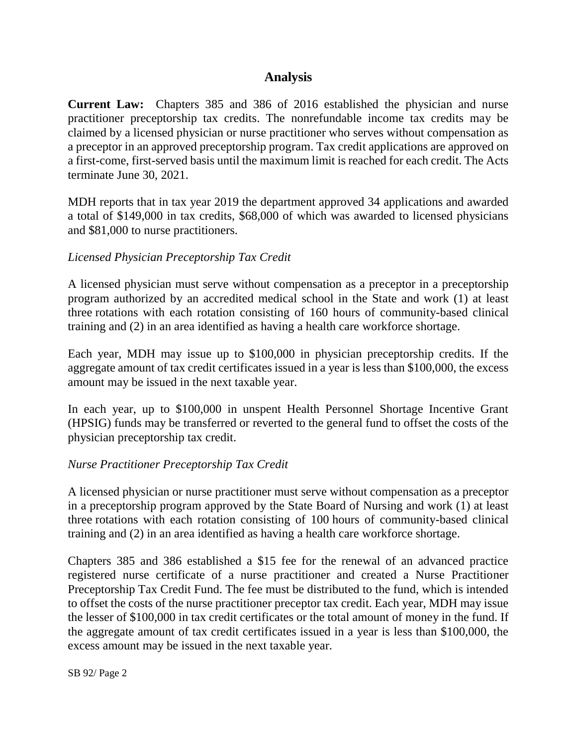## Analysis

**Current Law:** Chapters 385 and 386 of 2016 established the physician and nurse practitioner preceptorship tax credits. The nonrefundable income tax credits may be claimed by a licensed physician or nurse practitioner who serves without compensation as a preceptor in an approved preceptorship program. Tax credit applications are approved on a first-come, first-served basis until the maximum limit is reached for each credit. The Acts terminate June 30, 2021.

MDH reports that in tax year 2019 the department approved 34 applications and awarded a total of $149,000 in tax credits, $68,000 of which was awarded to licensed physicians and $81,000 to nurse practitioners.

*Licensed Physician Preceptorship Tax Credit*

A licensed physician must serve without compensation as a preceptor in a preceptorship program authorized by an accredited medical school in the State and work (1) at least three rotations with each rotation consisting of 160 hours of community-based clinical training and (2) in an area identified as having a health care workforce shortage.

Each year, MDH may issue up to $100,000 in physician preceptorship credits. If the aggregate amount of tax credit certificates issued in a year is less than $100,000, the excess amount may be issued in the next taxable year.

In each year, up to $100,000 in unspent Health Personnel Shortage Incentive Grant (HPSIG) funds may be transferred or reverted to the general fund to offset the costs of the physician preceptorship tax credit.

*Nurse Practitioner Preceptorship Tax Credit*

A licensed physician or nurse practitioner must serve without compensation as a preceptor in a preceptorship program approved by the State Board of Nursing and work (1) at least three rotations with each rotation consisting of 100 hours of community-based clinical training and (2) in an area identified as having a health care workforce shortage.

Chapters 385 and 386 established a $15 fee for the renewal of an advanced practice registered nurse certificate of a nurse practitioner and created a Nurse Practitioner Preceptorship Tax Credit Fund. The fee must be distributed to the fund, which is intended to offset the costs of the nurse practitioner preceptor tax credit. Each year, MDH may issue the lesser of $100,000 in tax credit certificates or the total amount of money in the fund. If the aggregate amount of tax credit certificates issued in a year is less than $100,000, the excess amount may be issued in the next taxable year.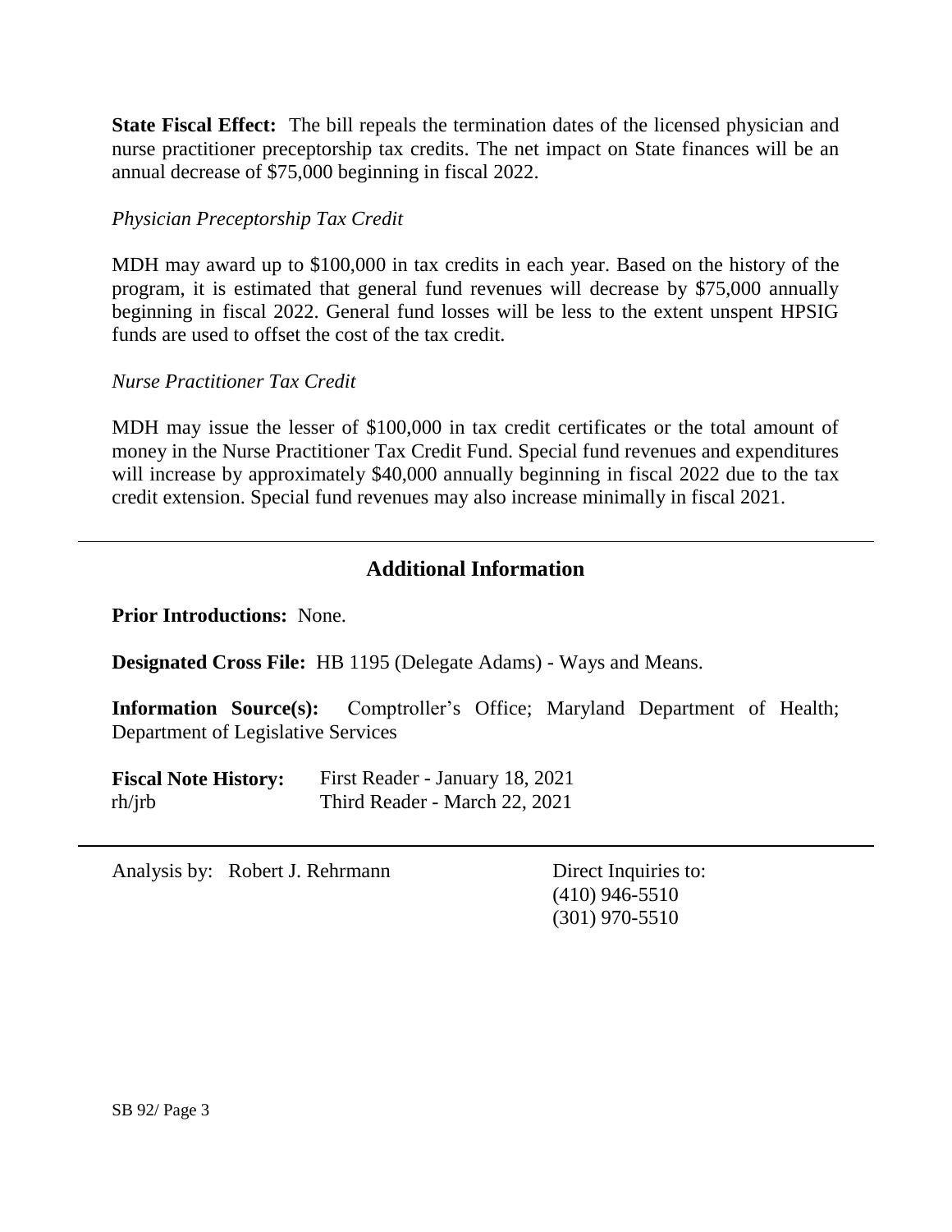**State Fiscal Effect:** The bill repeals the termination dates of the licensed physician and nurse practitioner preceptorship tax credits. The net impact on State finances will be an annual decrease of $75,000 beginning in fiscal 2022.

*Physician Preceptorship Tax Credit*

MDH may award up to $100,000 in tax credits in each year. Based on the history of the program, it is estimated that general fund revenues will decrease by $75,000 annually beginning in fiscal 2022. General fund losses will be less to the extent unspent HPSIG funds are used to offset the cost of the tax credit.

*Nurse Practitioner Tax Credit*

MDH may issue the lesser of $100,000 in tax credit certificates or the total amount of money in the Nurse Practitioner Tax Credit Fund. Special fund revenues and expenditures will increase by approximately $40,000 annually beginning in fiscal 2022 due to the tax credit extension. Special fund revenues may also increase minimally in fiscal 2021.

## Additional Information

**Prior Introductions:** None.

**Designated Cross File:** HB 1195 (Delegate Adams) - Ways and Means.

**Information Source(s):** Comptroller's Office; Maryland Department of Health; Department of Legislative Services

**Fiscal Note History:** First Reader - January 18, 2021
rh/jrb Third Reader - March 22, 2021

Analysis by: Robert J. Rehrmann

Direct Inquiries to:
(410) 946-5510
(301) 970-5510